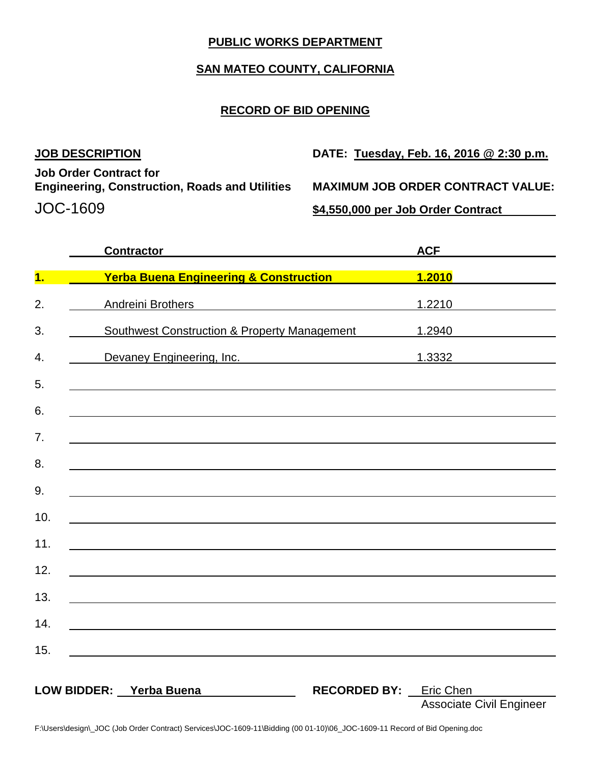# PUBLIC WORKS DEPARTMENT

## SAN MATEO COUNTY, CALIFORNIA

### RECORD OF BID OPENING

**JOB DESCRIPTION**

**Job Order Contract for**
**Engineering, Construction, Roads and Utilities**

JOC-1609

**DATE: Tuesday, Feb. 16, 2016 @ 2:30 p.m.**

**MAXIMUM JOB ORDER CONTRACT VALUE:**

**$4,550,000 per Job Order Contract**

| | Contractor | ACF |
|---|---|---|
| **1.** | **Yerba Buena Engineering & Construction** | **1.2010** |
| 2. | Andreini Brothers | 1.2210 |
| 3. | Southwest Construction & Property Management | 1.2940 |
| 4. | Devaney Engineering, Inc. | 1.3332 |
| 5. | | |
| 6. | | |
| 7. | | |
| 8. | | |
| 9. | | |
| 10. | | |
| 11. | | |
| 12. | | |
| 13. | | |
| 14. | | |
| 15. | | |

**LOW BIDDER:** **Yerba Buena**

**RECORDED BY:** Eric Chen
Associate Civil Engineer

F:\Users\design\_JOC (Job Order Contract) Services\JOC-1609-11\Bidding (00 01-10)\06_JOC-1609-11 Record of Bid Opening.doc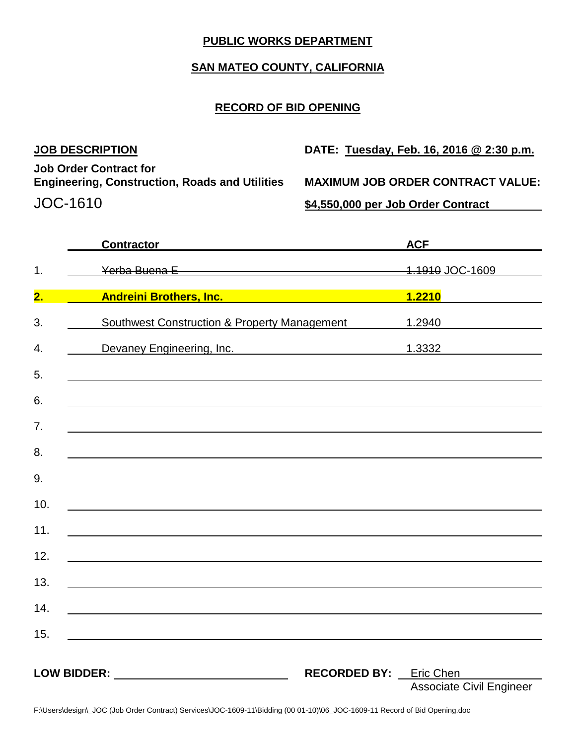**PUBLIC WORKS DEPARTMENT**

**SAN MATEO COUNTY, CALIFORNIA**

**RECORD OF BID OPENING**

**JOB DESCRIPTION**

**Job Order Contract for**
**Engineering, Construction, Roads and Utilities**

JOC-1610

**DATE: Tuesday, Feb. 16, 2016 @ 2:30 p.m.**

**MAXIMUM JOB ORDER CONTRACT VALUE:**

**$4,550,000 per Job Order Contract**

| | Contractor | ACF |
|---|---|---|
| 1. | ~~Yerba Buena E~~ | ~~1.1910~~ JOC-1609 |
| **2.** | **Andreini Brothers, Inc.** | **1.2210** |
| 3. | Southwest Construction & Property Management | 1.2940 |
| 4. | Devaney Engineering, Inc. | 1.3332 |
| 5. | | |
| 6. | | |
| 7. | | |
| 8. | | |
| 9. | | |
| 10. | | |
| 11. | | |
| 12. | | |
| 13. | | |
| 14. | | |
| 15. | | |

**LOW BIDDER:** ____________________

**RECORDED BY:** Eric Chen
Associate Civil Engineer

F:\Users\design\_JOC (Job Order Contract) Services\JOC-1609-11\Bidding (00 01-10)\06_JOC-1609-11 Record of Bid Opening.doc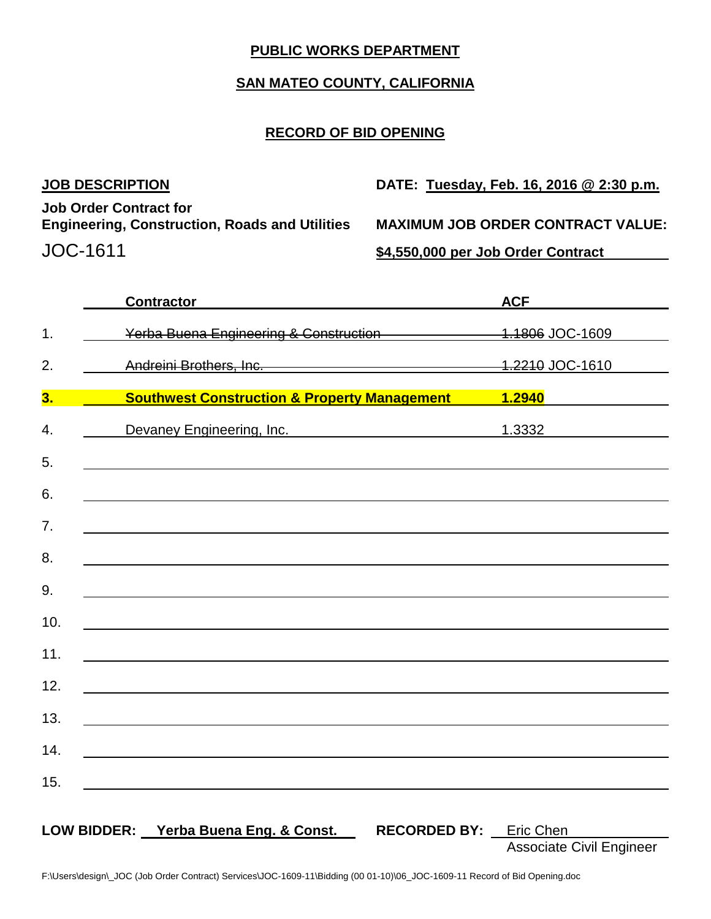**PUBLIC WORKS DEPARTMENT**

**SAN MATEO COUNTY, CALIFORNIA**

**RECORD OF BID OPENING**

**JOB DESCRIPTION**

**DATE: Tuesday, Feb. 16, 2016 @ 2:30 p.m.**

**Job Order Contract for Engineering, Construction, Roads and Utilities**

**MAXIMUM JOB ORDER CONTRACT VALUE:**

JOC-1611

**$4,550,000 per Job Order Contract**

| | Contractor | ACF |
|---|---|---|
| 1. | ~~Yerba Buena Engineering & Construction~~ | ~~1.1806~~ JOC-1609 |
| 2. | ~~Andreini Brothers, Inc.~~ | ~~1.2210~~ JOC-1610 |
| **3.** | **Southwest Construction & Property Management** | **1.2940** |
| 4. | Devaney Engineering, Inc. | 1.3332 |
| 5. | | |
| 6. | | |
| 7. | | |
| 8. | | |
| 9. | | |
| 10. | | |
| 11. | | |
| 12. | | |
| 13. | | |
| 14. | | |
| 15. | | |

**LOW BIDDER:** **Yerba Buena Eng. & Const.**

**RECORDED BY:** Eric Chen
Associate Civil Engineer

F:\Users\design\_JOC (Job Order Contract) Services\JOC-1609-11\Bidding (00 01-10)\06_JOC-1609-11 Record of Bid Opening.doc